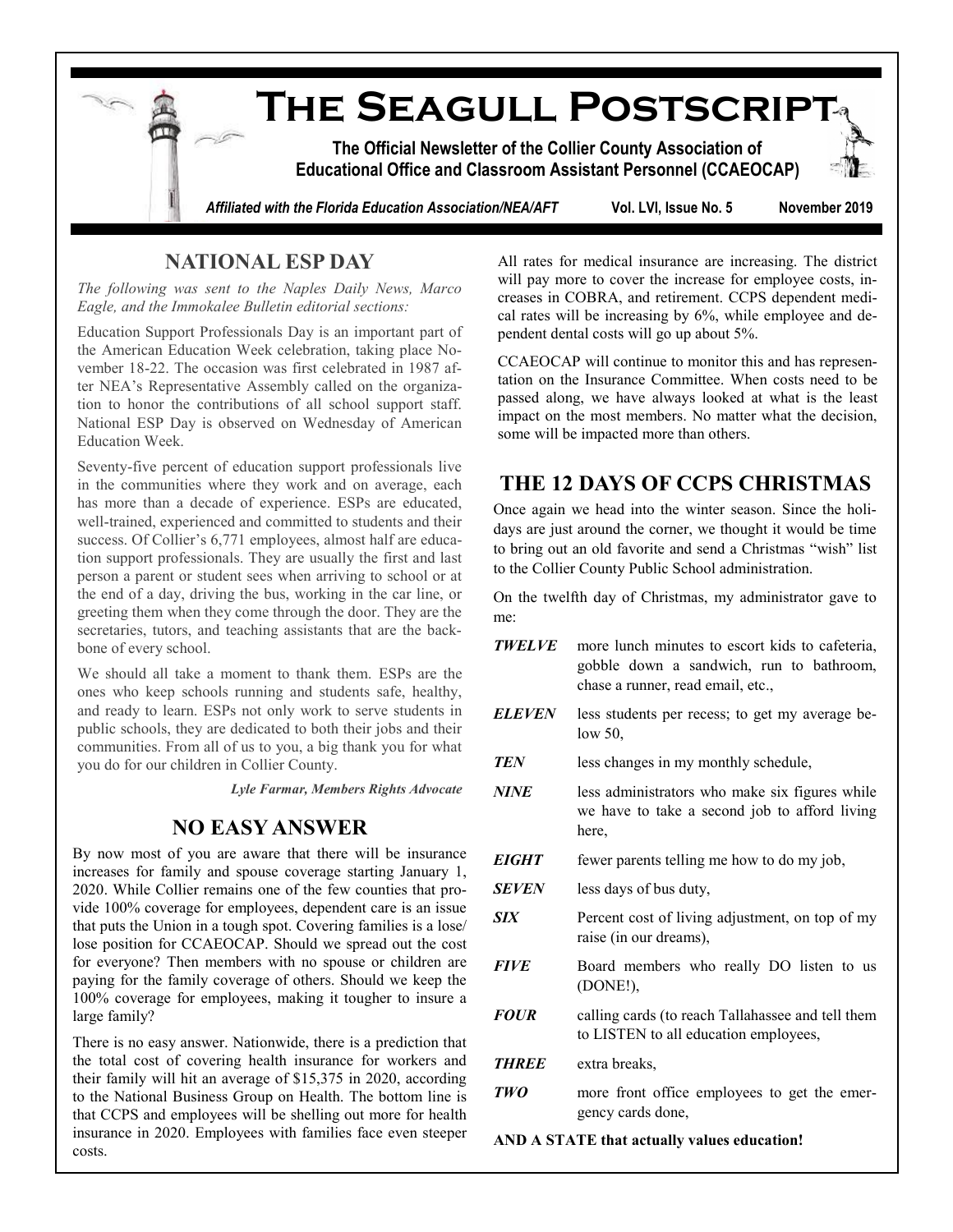# The Seagull Postscript

**The Official Newsletter of the Collier County Association of Educational Office and Classroom Assistant Personnel (CCAEOCAP)**

***Affiliated with the Florida Education Association/NEA/AFT*** **Vol. LVI, Issue No. 5** **November 2019**

## NATIONAL ESP DAY

*The following was sent to the Naples Daily News, Marco Eagle, and the Immokalee Bulletin editorial sections:*

Education Support Professionals Day is an important part of the American Education Week celebration, taking place November 18-22. The occasion was first celebrated in 1987 after NEA's Representative Assembly called on the organization to honor the contributions of all school support staff. National ESP Day is observed on Wednesday of American Education Week.

Seventy-five percent of education support professionals live in the communities where they work and on average, each has more than a decade of experience. ESPs are educated, well-trained, experienced and committed to students and their success. Of Collier's 6,771 employees, almost half are education support professionals. They are usually the first and last person a parent or student sees when arriving to school or at the end of a day, driving the bus, working in the car line, or greeting them when they come through the door. They are the secretaries, tutors, and teaching assistants that are the backbone of every school.

We should all take a moment to thank them. ESPs are the ones who keep schools running and students safe, healthy, and ready to learn. ESPs not only work to serve students in public schools, they are dedicated to both their jobs and their communities. From all of us to you, a big thank you for what you do for our children in Collier County.

***Lyle Farmar, Members Rights Advocate***

## NO EASY ANSWER

By now most of you are aware that there will be insurance increases for family and spouse coverage starting January 1, 2020. While Collier remains one of the few counties that provide 100% coverage for employees, dependent care is an issue that puts the Union in a tough spot. Covering families is a lose/lose position for CCAEOCAP. Should we spread out the cost for everyone? Then members with no spouse or children are paying for the family coverage of others. Should we keep the 100% coverage for employees, making it tougher to insure a large family?

There is no easy answer. Nationwide, there is a prediction that the total cost of covering health insurance for workers and their family will hit an average of $15,375 in 2020, according to the National Business Group on Health. The bottom line is that CCPS and employees will be shelling out more for health insurance in 2020. Employees with families face even steeper costs.

All rates for medical insurance are increasing. The district will pay more to cover the increase for employee costs, increases in COBRA, and retirement. CCPS dependent medical rates will be increasing by 6%, while employee and dependent dental costs will go up about 5%.

CCAEOCAP will continue to monitor this and has representation on the Insurance Committee. When costs need to be passed along, we have always looked at what is the least impact on the most members. No matter what the decision, some will be impacted more than others.

## THE 12 DAYS OF CCPS CHRISTMAS

Once again we head into the winter season. Since the holidays are just around the corner, we thought it would be time to bring out an old favorite and send a Christmas "wish" list to the Collier County Public School administration.

On the twelfth day of Christmas, my administrator gave to me:

***TWELVE*** more lunch minutes to escort kids to cafeteria, gobble down a sandwich, run to bathroom, chase a runner, read email, etc.,

***ELEVEN*** less students per recess; to get my average below 50,

***TEN*** less changes in my monthly schedule,

***NINE*** less administrators who make six figures while we have to take a second job to afford living here,

***EIGHT*** fewer parents telling me how to do my job,

***SEVEN*** less days of bus duty,

***SIX*** Percent cost of living adjustment, on top of my raise (in our dreams),

***FIVE*** Board members who really DO listen to us (DONE!),

***FOUR*** calling cards (to reach Tallahassee and tell them to LISTEN to all education employees,

***THREE*** extra breaks,

***TWO*** more front office employees to get the emergency cards done,

**AND A STATE that actually values education!**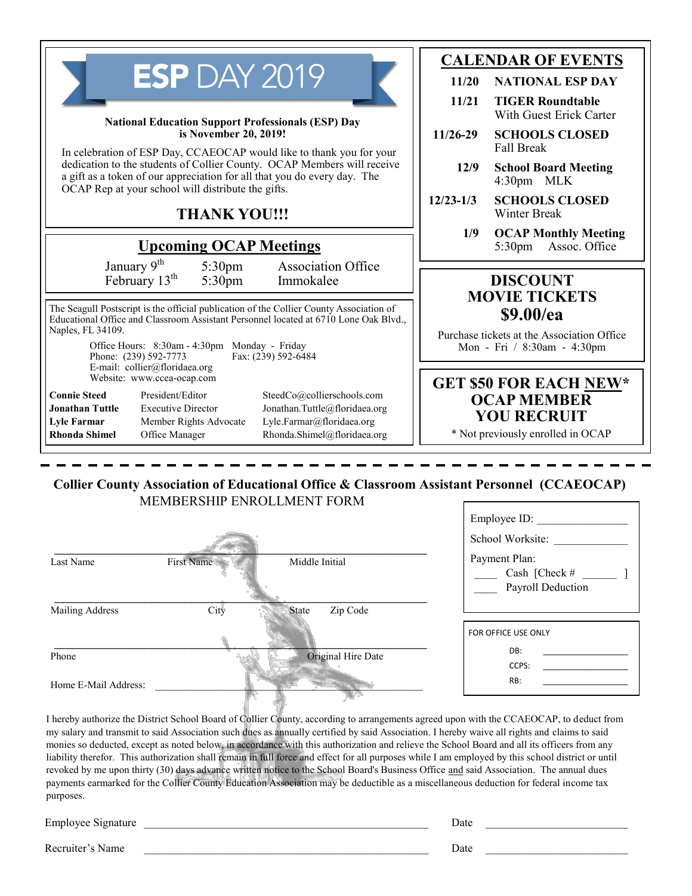# ESP DAY 2019

**National Education Support Professionals (ESP) Day is November 20, 2019!**

In celebration of ESP Day, CCAEOCAP would like to thank you for your dedication to the students of Collier County. OCAP Members will receive a gift as a token of our appreciation for all that you do every day. The OCAP Rep at your school will distribute the gifts.

**THANK YOU!!!**

## Upcoming OCAP Meetings

| | | |
|---|---|---|
| January 9th | 5:30pm | Association Office |
| February 13th | 5:30pm | Immokalee |

The Seagull Postscript is the official publication of the Collier County Association of Educational Office and Classroom Assistant Personnel located at 6710 Lone Oak Blvd., Naples, FL 34109.

Office Hours: 8:30am - 4:30pm Monday - Friday
Phone: (239) 592-7773 Fax: (239) 592-6484
E-mail: collier@floridaea.org
Website: www.ccea-ocap.com

| | | |
|---|---|---|
| **Connie Steed** | President/Editor | SteedCo@collierschools.com |
| **Jonathan Tuttle** | Executive Director | Jonathan.Tuttle@floridaea.org |
| **Lyle Farmar** | Member Rights Advocate | Lyle.Farmar@floridaea.org |
| **Rhonda Shimel** | Office Manager | Rhonda.Shimel@floridaea.org |

## CALENDAR OF EVENTS

| | |
|---|---|
| **11/20** | **NATIONAL ESP DAY** |
| **11/21** | **TIGER Roundtable** With Guest Erick Carter |
| **11/26-29** | **SCHOOLS CLOSED** Fall Break |
| **12/9** | **School Board Meeting** 4:30pm MLK |
| **12/23-1/3** | **SCHOOLS CLOSED** Winter Break |
| **1/9** | **OCAP Monthly Meeting** 5:30pm Assoc. Office |

## DISCOUNT MOVIE TICKETS $9.00/ea

Purchase tickets at the Association Office
Mon - Fri / 8:30am - 4:30pm

## GET $50 FOR EACH NEW* OCAP MEMBER YOU RECRUIT

* Not previously enrolled in OCAP

---

## Collier County Association of Educational Office & Classroom Assistant Personnel (CCAEOCAP)

MEMBERSHIP ENROLLMENT FORM

Last Name ____________ First Name ____________ Middle Initial ____________

Mailing Address ____________ City ____________ State ____________ Zip Code ____________

Phone ____________ Original Hire Date ____________

Home E-Mail Address: ____________

Employee ID: ____________

School Worksite: ____________

Payment Plan:
____ Cash [Check # ______ ]
____ Payroll Deduction

FOR OFFICE USE ONLY
DB: ____________
CCPS: ____________
RB: ____________

I hereby authorize the District School Board of Collier County, according to arrangements agreed upon with the CCAEOCAP, to deduct from my salary and transmit to said Association such dues as annually certified by said Association. I hereby waive all rights and claims to said monies so deducted, except as noted below, in accordance with this authorization and relieve the School Board and all its officers from any liability therefor. This authorization shall remain in full force and effect for all purposes while I am employed by this school district or until revoked by me upon thirty (30) days advance written notice to the School Board's Business Office and said Association. The annual dues payments earmarked for the Collier County Education Association may be deductible as a miscellaneous deduction for federal income tax purposes.

Employee Signature ______________________ Date ____________

Recruiter's Name ______________________ Date ____________